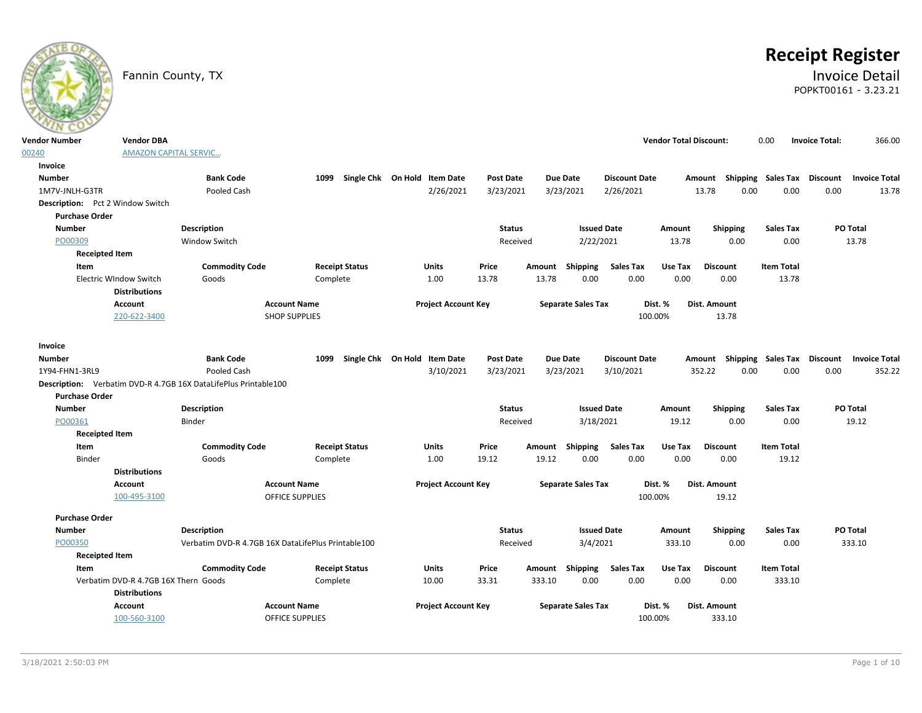Fannin County, TX

# Receipt Register

## Invoice Detail

POPKT00161 - 3.23.21

| Vendor Number | Vendor DBA | Vendor Total Discount: | 0.00 | Invoice Total: | 366.00 |
|---|---|---|---|---|---|
| 00240 | AMAZON CAPITAL SERVIC... | | | | |

**Invoice**

| Number | Bank Code | 1099 | Single Chk | On Hold | Item Date | Post Date | Due Date | Discount Date | Amount | Shipping | Sales Tax | Discount | Invoice Total |
|---|---|---|---|---|---|---|---|---|---|---|---|---|---|
| 1M7V-JNLH-G3TR | Pooled Cash | | | | 2/26/2021 | 3/23/2021 | 3/23/2021 | 2/26/2021 | 13.78 | 0.00 | 0.00 | 0.00 | 13.78 |

**Description:** Pct 2 Window Switch

**Purchase Order**

| Number | Description | Status | Issued Date | Amount | Shipping | Sales Tax | PO Total |
|---|---|---|---|---|---|---|---|
| PO00309 | Window Switch | Received | 2/22/2021 | 13.78 | 0.00 | 0.00 | 13.78 |

**Receipted Item**

| Item | Commodity Code | Receipt Status | Units | Price | Amount | Shipping | Sales Tax | Use Tax | Discount | Item Total |
|---|---|---|---|---|---|---|---|---|---|---|
| Electric WIndow Switch | Goods | Complete | 1.00 | 13.78 | 13.78 | 0.00 | 0.00 | 0.00 | 0.00 | 13.78 |

**Distributions**

| Account | Account Name | Project Account Key | Separate Sales Tax | Dist. % | Dist. Amount |
|---|---|---|---|---|---|
| 220-622-3400 | SHOP SUPPLIES | | | 100.00% | 13.78 |

**Invoice**

| Number | Bank Code | 1099 | Single Chk | On Hold | Item Date | Post Date | Due Date | Discount Date | Amount | Shipping | Sales Tax | Discount | Invoice Total |
|---|---|---|---|---|---|---|---|---|---|---|---|---|---|
| 1Y94-FHN1-3RL9 | Pooled Cash | | | | 3/10/2021 | 3/23/2021 | 3/23/2021 | 3/10/2021 | 352.22 | 0.00 | 0.00 | 0.00 | 352.22 |

**Description:** Verbatim DVD-R 4.7GB 16X DataLifePlus Printable100

**Purchase Order**

| Number | Description | Status | Issued Date | Amount | Shipping | Sales Tax | PO Total |
|---|---|---|---|---|---|---|---|
| PO00361 | Binder | Received | 3/18/2021 | 19.12 | 0.00 | 0.00 | 19.12 |

**Receipted Item**

| Item | Commodity Code | Receipt Status | Units | Price | Amount | Shipping | Sales Tax | Use Tax | Discount | Item Total |
|---|---|---|---|---|---|---|---|---|---|---|
| Binder | Goods | Complete | 1.00 | 19.12 | 19.12 | 0.00 | 0.00 | 0.00 | 0.00 | 19.12 |

**Distributions**

| Account | Account Name | Project Account Key | Separate Sales Tax | Dist. % | Dist. Amount |
|---|---|---|---|---|---|
| 100-495-3100 | OFFICE SUPPLIES | | | 100.00% | 19.12 |

**Purchase Order**

| Number | Description | Status | Issued Date | Amount | Shipping | Sales Tax | PO Total |
|---|---|---|---|---|---|---|---|
| PO00350 | Verbatim DVD-R 4.7GB 16X DataLifePlus Printable100 | Received | 3/4/2021 | 333.10 | 0.00 | 0.00 | 333.10 |

**Receipted Item**

| Item | Commodity Code | Receipt Status | Units | Price | Amount | Shipping | Sales Tax | Use Tax | Discount | Item Total |
|---|---|---|---|---|---|---|---|---|---|---|
| Verbatim DVD-R 4.7GB 16X Thern | Goods | Complete | 10.00 | 33.31 | 333.10 | 0.00 | 0.00 | 0.00 | 0.00 | 333.10 |

**Distributions**

| Account | Account Name | Project Account Key | Separate Sales Tax | Dist. % | Dist. Amount |
|---|---|---|---|---|---|
| 100-560-3100 | OFFICE SUPPLIES | | | 100.00% | 333.10 |

3/18/2021 2:50:03 PM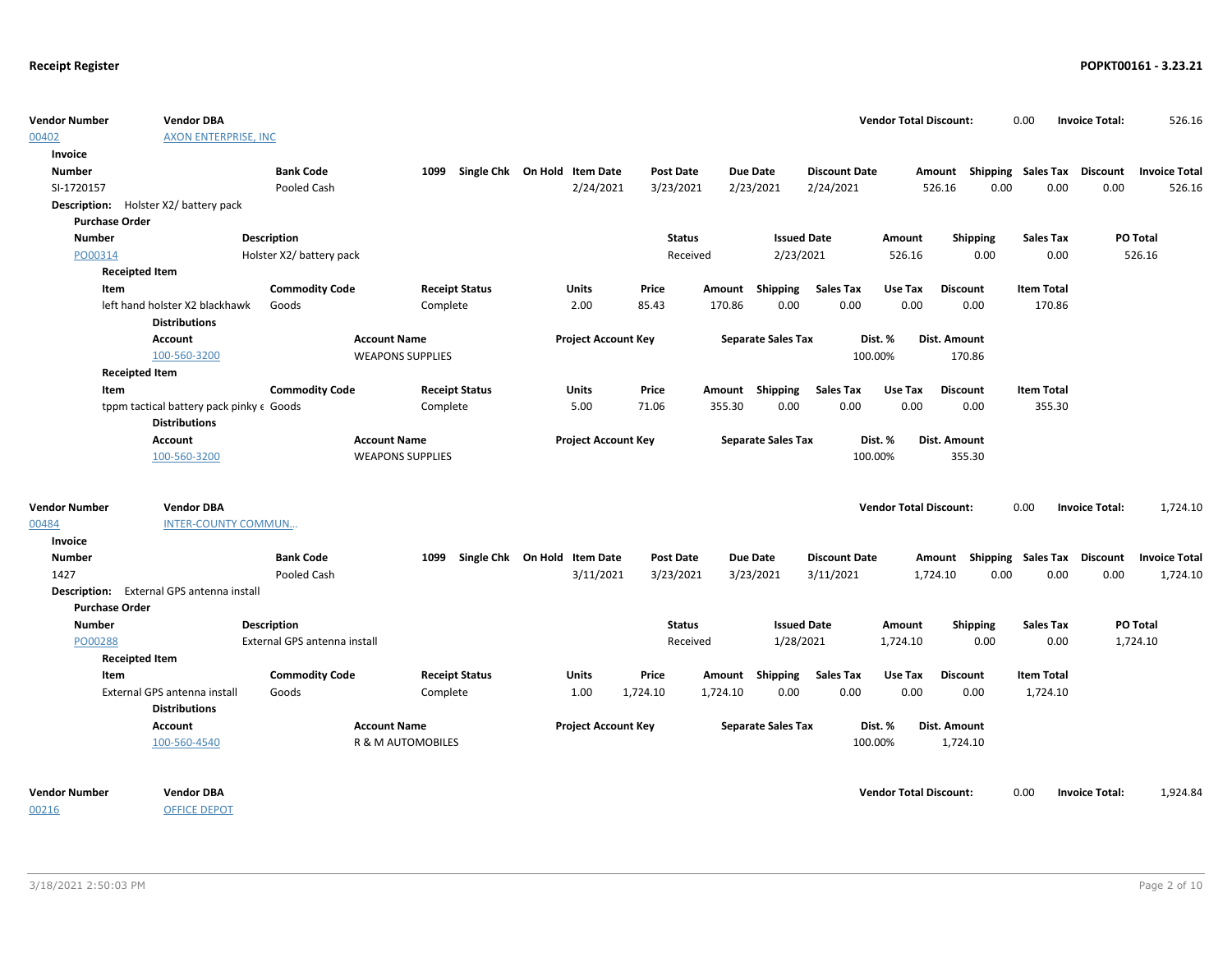**Receipt Register** **POPKT00161 - 3.23.21**

| Vendor Number | Vendor DBA | Vendor Total Discount: | 0.00 | Invoice Total: | 526.16 |
|---|---|---|---|---|---|
| 00402 | AXON ENTERPRISE, INC | | | | |

**Invoice**

| Number | Bank Code | 1099 | Single Chk | On Hold | Item Date | Post Date | Due Date | Discount Date | Amount | Shipping | Sales Tax | Discount | Invoice Total |
|---|---|---|---|---|---|---|---|---|---|---|---|---|---|
| SI-1720157 | Pooled Cash | | | | 2/24/2021 | 3/23/2021 | 2/23/2021 | 2/24/2021 | 526.16 | 0.00 | 0.00 | 0.00 | 526.16 |

**Description:** Holster X2/ battery pack

**Purchase Order**

| Number | Description | Status | Issued Date | Amount | Shipping | Sales Tax | PO Total |
|---|---|---|---|---|---|---|---|
| PO00314 | Holster X2/ battery pack | Received | 2/23/2021 | 526.16 | 0.00 | 0.00 | 526.16 |

**Receipted Item**

| Item | Commodity Code | Receipt Status | Units | Price | Amount | Shipping | Sales Tax | Use Tax | Discount | Item Total |
|---|---|---|---|---|---|---|---|---|---|---|
| left hand holster X2 blackhawk | Goods | Complete | 2.00 | 85.43 | 170.86 | 0.00 | 0.00 | 0.00 | 0.00 | 170.86 |

**Distributions**

| Account | Account Name | Project Account Key | Separate Sales Tax | Dist. % | Dist. Amount |
|---|---|---|---|---|---|
| 100-560-3200 | WEAPONS SUPPLIES | | | 100.00% | 170.86 |

**Receipted Item**

| Item | Commodity Code | Receipt Status | Units | Price | Amount | Shipping | Sales Tax | Use Tax | Discount | Item Total |
|---|---|---|---|---|---|---|---|---|---|---|
| tppm tactical battery pack pinky e | Goods | Complete | 5.00 | 71.06 | 355.30 | 0.00 | 0.00 | 0.00 | 0.00 | 355.30 |

**Distributions**

| Account | Account Name | Project Account Key | Separate Sales Tax | Dist. % | Dist. Amount |
|---|---|---|---|---|---|
| 100-560-3200 | WEAPONS SUPPLIES | | | 100.00% | 355.30 |

| Vendor Number | Vendor DBA | Vendor Total Discount: | 0.00 | Invoice Total: | 1,724.10 |
|---|---|---|---|---|---|
| 00484 | INTER-COUNTY COMMUN... | | | | |

**Invoice**

| Number | Bank Code | 1099 | Single Chk | On Hold | Item Date | Post Date | Due Date | Discount Date | Amount | Shipping | Sales Tax | Discount | Invoice Total |
|---|---|---|---|---|---|---|---|---|---|---|---|---|---|
| 1427 | Pooled Cash | | | | 3/11/2021 | 3/23/2021 | 3/23/2021 | 3/11/2021 | 1,724.10 | 0.00 | 0.00 | 0.00 | 1,724.10 |

**Description:** External GPS antenna install

**Purchase Order**

| Number | Description | Status | Issued Date | Amount | Shipping | Sales Tax | PO Total |
|---|---|---|---|---|---|---|---|
| PO00288 | External GPS antenna install | Received | 1/28/2021 | 1,724.10 | 0.00 | 0.00 | 1,724.10 |

**Receipted Item**

| Item | Commodity Code | Receipt Status | Units | Price | Amount | Shipping | Sales Tax | Use Tax | Discount | Item Total |
|---|---|---|---|---|---|---|---|---|---|---|
| External GPS antenna install | Goods | Complete | 1.00 | 1,724.10 | 1,724.10 | 0.00 | 0.00 | 0.00 | 0.00 | 1,724.10 |

**Distributions**

| Account | Account Name | Project Account Key | Separate Sales Tax | Dist. % | Dist. Amount |
|---|---|---|---|---|---|
| 100-560-4540 | R & M AUTOMOBILES | | | 100.00% | 1,724.10 |

| Vendor Number | Vendor DBA | Vendor Total Discount: | 0.00 | Invoice Total: | 1,924.84 |
|---|---|---|---|---|---|
| 00216 | OFFICE DEPOT | | | | |

3/18/2021 2:50:03 PM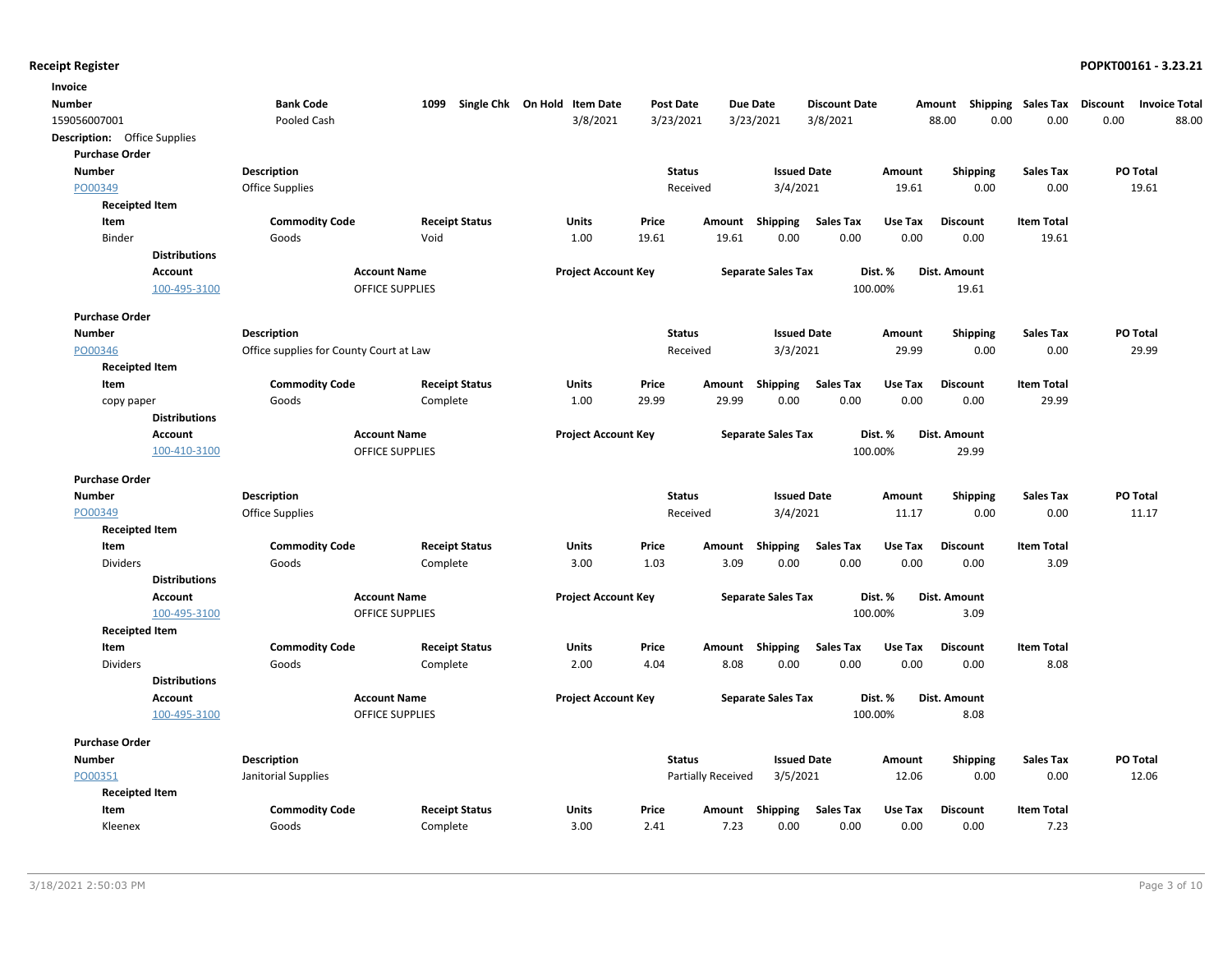**Receipt Register**

**POPKT00161 - 3.23.21**

**Invoice**

| Number | Bank Code | 1099 | Single Chk | On Hold | Item Date | Post Date | Due Date | Discount Date | Amount | Shipping | Sales Tax | Discount | Invoice Total |
|---|---|---|---|---|---|---|---|---|---|---|---|---|---|
| 159056007001 | Pooled Cash | | | | 3/8/2021 | 3/23/2021 | 3/23/2021 | 3/8/2021 | 88.00 | 0.00 | 0.00 | 0.00 | 88.00 |

**Description:** Office Supplies

**Purchase Order**

| Number | Description | Status | Issued Date | Amount | Shipping | Sales Tax | PO Total |
|---|---|---|---|---|---|---|---|
| PO00349 | Office Supplies | Received | 3/4/2021 | 19.61 | 0.00 | 0.00 | 19.61 |

**Receipted Item**

| Item | Commodity Code | Receipt Status | Units | Price | Amount | Shipping | Sales Tax | Use Tax | Discount | Item Total |
|---|---|---|---|---|---|---|---|---|---|---|
| Binder | Goods | Void | 1.00 | 19.61 | 19.61 | 0.00 | 0.00 | 0.00 | 0.00 | 19.61 |

**Distributions**

| Account | Account Name | Project Account Key | Separate Sales Tax | Dist. % | Dist. Amount |
|---|---|---|---|---|---|
| 100-495-3100 | OFFICE SUPPLIES | | | 100.00% | 19.61 |

**Purchase Order**

| Number | Description | Status | Issued Date | Amount | Shipping | Sales Tax | PO Total |
|---|---|---|---|---|---|---|---|
| PO00346 | Office supplies for County Court at Law | Received | 3/3/2021 | 29.99 | 0.00 | 0.00 | 29.99 |

**Receipted Item**

| Item | Commodity Code | Receipt Status | Units | Price | Amount | Shipping | Sales Tax | Use Tax | Discount | Item Total |
|---|---|---|---|---|---|---|---|---|---|---|
| copy paper | Goods | Complete | 1.00 | 29.99 | 29.99 | 0.00 | 0.00 | 0.00 | 0.00 | 29.99 |

**Distributions**

| Account | Account Name | Project Account Key | Separate Sales Tax | Dist. % | Dist. Amount |
|---|---|---|---|---|---|
| 100-410-3100 | OFFICE SUPPLIES | | | 100.00% | 29.99 |

**Purchase Order**

| Number | Description | Status | Issued Date | Amount | Shipping | Sales Tax | PO Total |
|---|---|---|---|---|---|---|---|
| PO00349 | Office Supplies | Received | 3/4/2021 | 11.17 | 0.00 | 0.00 | 11.17 |

**Receipted Item**

| Item | Commodity Code | Receipt Status | Units | Price | Amount | Shipping | Sales Tax | Use Tax | Discount | Item Total |
|---|---|---|---|---|---|---|---|---|---|---|
| Dividers | Goods | Complete | 3.00 | 1.03 | 3.09 | 0.00 | 0.00 | 0.00 | 0.00 | 3.09 |

**Distributions**

| Account | Account Name | Project Account Key | Separate Sales Tax | Dist. % | Dist. Amount |
|---|---|---|---|---|---|
| 100-495-3100 | OFFICE SUPPLIES | | | 100.00% | 3.09 |

**Receipted Item**

| Item | Commodity Code | Receipt Status | Units | Price | Amount | Shipping | Sales Tax | Use Tax | Discount | Item Total |
|---|---|---|---|---|---|---|---|---|---|---|
| Dividers | Goods | Complete | 2.00 | 4.04 | 8.08 | 0.00 | 0.00 | 0.00 | 0.00 | 8.08 |

**Distributions**

| Account | Account Name | Project Account Key | Separate Sales Tax | Dist. % | Dist. Amount |
|---|---|---|---|---|---|
| 100-495-3100 | OFFICE SUPPLIES | | | 100.00% | 8.08 |

**Purchase Order**

| Number | Description | Status | Issued Date | Amount | Shipping | Sales Tax | PO Total |
|---|---|---|---|---|---|---|---|
| PO00351 | Janitorial Supplies | Partially Received | 3/5/2021 | 12.06 | 0.00 | 0.00 | 12.06 |

**Receipted Item**

| Item | Commodity Code | Receipt Status | Units | Price | Amount | Shipping | Sales Tax | Use Tax | Discount | Item Total |
|---|---|---|---|---|---|---|---|---|---|---|
| Kleenex | Goods | Complete | 3.00 | 2.41 | 7.23 | 0.00 | 0.00 | 0.00 | 0.00 | 7.23 |

3/18/2021 2:50:03 PM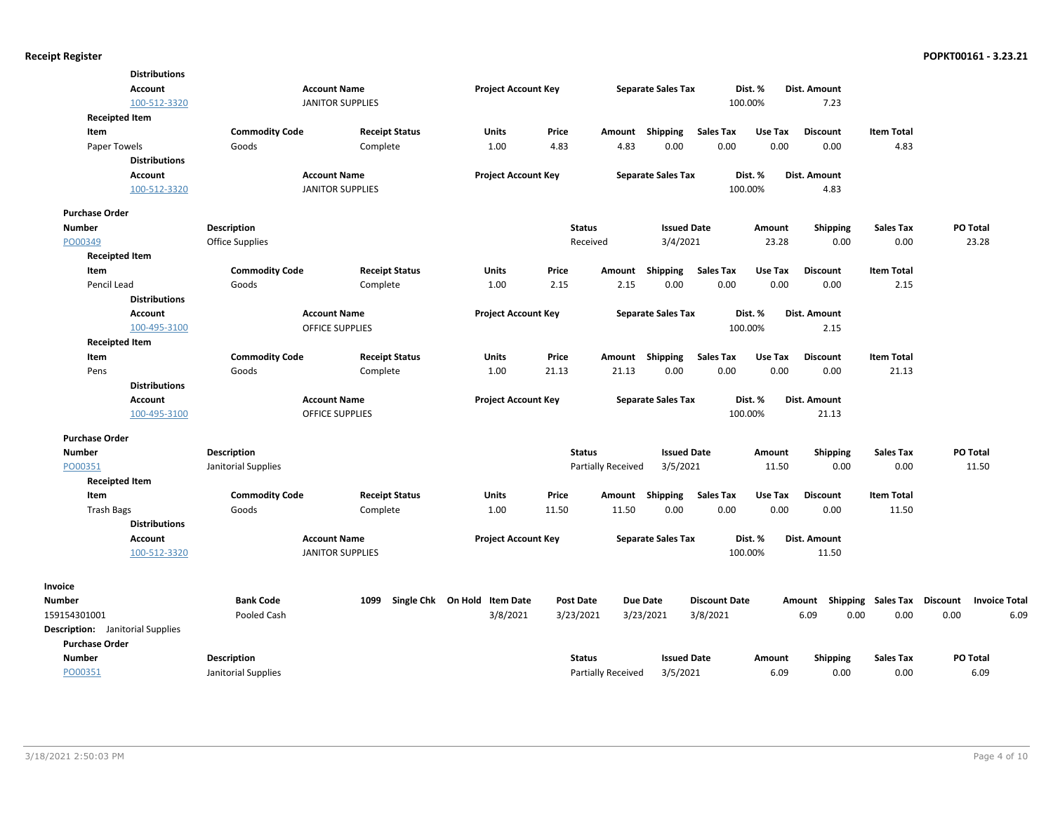**Distributions**

| Account | Account Name | Project Account Key | Separate Sales Tax | Dist. % | Dist. Amount |
|---|---|---|---|---|---|
| 100-512-3320 | JANITOR SUPPLIES | | | 100.00% | 7.23 |

**Receipted Item**

| Item | Commodity Code | Receipt Status | Units | Price | Amount | Shipping | Sales Tax | Use Tax | Discount | Item Total |
|---|---|---|---|---|---|---|---|---|---|---|
| Paper Towels | Goods | Complete | 1.00 | 4.83 | 4.83 | 0.00 | 0.00 | 0.00 | 0.00 | 4.83 |

**Distributions**

| Account | Account Name | Project Account Key | Separate Sales Tax | Dist. % | Dist. Amount |
|---|---|---|---|---|---|
| 100-512-3320 | JANITOR SUPPLIES | | | 100.00% | 4.83 |

**Purchase Order**

| Number | Description | Status | Issued Date | Amount | Shipping | Sales Tax | PO Total |
|---|---|---|---|---|---|---|---|
| PO00349 | Office Supplies | Received | 3/4/2021 | 23.28 | 0.00 | 0.00 | 23.28 |

**Receipted Item**

| Item | Commodity Code | Receipt Status | Units | Price | Amount | Shipping | Sales Tax | Use Tax | Discount | Item Total |
|---|---|---|---|---|---|---|---|---|---|---|
| Pencil Lead | Goods | Complete | 1.00 | 2.15 | 2.15 | 0.00 | 0.00 | 0.00 | 0.00 | 2.15 |

**Distributions**

| Account | Account Name | Project Account Key | Separate Sales Tax | Dist. % | Dist. Amount |
|---|---|---|---|---|---|
| 100-495-3100 | OFFICE SUPPLIES | | | 100.00% | 2.15 |

**Receipted Item**

| Item | Commodity Code | Receipt Status | Units | Price | Amount | Shipping | Sales Tax | Use Tax | Discount | Item Total |
|---|---|---|---|---|---|---|---|---|---|---|
| Pens | Goods | Complete | 1.00 | 21.13 | 21.13 | 0.00 | 0.00 | 0.00 | 0.00 | 21.13 |

**Distributions**

| Account | Account Name | Project Account Key | Separate Sales Tax | Dist. % | Dist. Amount |
|---|---|---|---|---|---|
| 100-495-3100 | OFFICE SUPPLIES | | | 100.00% | 21.13 |

**Purchase Order**

| Number | Description | Status | Issued Date | Amount | Shipping | Sales Tax | PO Total |
|---|---|---|---|---|---|---|---|
| PO00351 | Janitorial Supplies | Partially Received | 3/5/2021 | 11.50 | 0.00 | 0.00 | 11.50 |

**Receipted Item**

| Item | Commodity Code | Receipt Status | Units | Price | Amount | Shipping | Sales Tax | Use Tax | Discount | Item Total |
|---|---|---|---|---|---|---|---|---|---|---|
| Trash Bags | Goods | Complete | 1.00 | 11.50 | 11.50 | 0.00 | 0.00 | 0.00 | 0.00 | 11.50 |

**Distributions**

| Account | Account Name | Project Account Key | Separate Sales Tax | Dist. % | Dist. Amount |
|---|---|---|---|---|---|
| 100-512-3320 | JANITOR SUPPLIES | | | 100.00% | 11.50 |

**Invoice**

| Number | Bank Code | 1099 | Single Chk | On Hold | Item Date | Post Date | Due Date | Discount Date | Amount | Shipping | Sales Tax | Discount | Invoice Total |
|---|---|---|---|---|---|---|---|---|---|---|---|---|---|
| 159154301001 | Pooled Cash | | | | 3/8/2021 | 3/23/2021 | 3/23/2021 | 3/8/2021 | 6.09 | 0.00 | 0.00 | 0.00 | 6.09 |

**Description:** Janitorial Supplies

**Purchase Order**

| Number | Description | Status | Issued Date | Amount | Shipping | Sales Tax | PO Total |
|---|---|---|---|---|---|---|---|
| PO00351 | Janitorial Supplies | Partially Received | 3/5/2021 | 6.09 | 0.00 | 0.00 | 6.09 |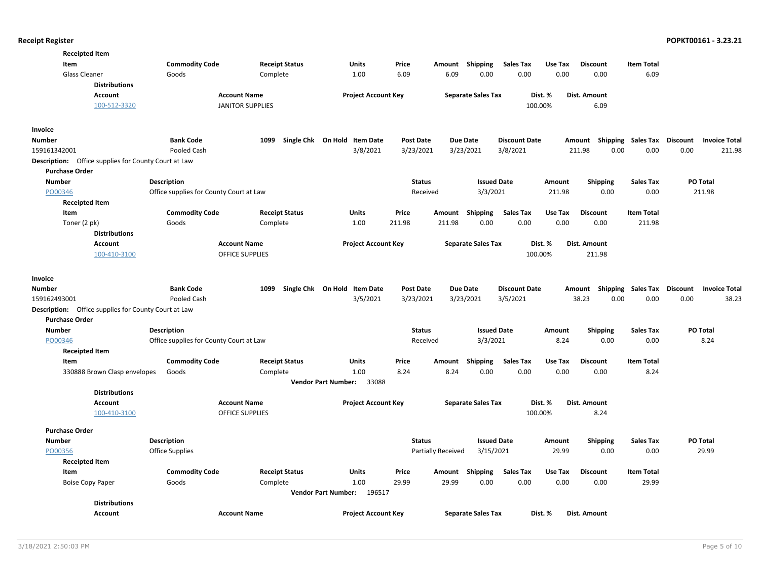**Receipted Item**

| Item | Commodity Code | Receipt Status | Units | Price | Amount | Shipping | Sales Tax | Use Tax | Discount | Item Total |
|---|---|---|---|---|---|---|---|---|---|---|
| Glass Cleaner | Goods | Complete | 1.00 | 6.09 | 6.09 | 0.00 | 0.00 | 0.00 | 0.00 | 6.09 |

**Distributions**

| Account | Account Name | Project Account Key | Separate Sales Tax | Dist. % | Dist. Amount |
|---|---|---|---|---|---|
| 100-512-3320 | JANITOR SUPPLIES | | | 100.00% | 6.09 |

**Invoice**

| Number | Bank Code | 1099 | Single Chk | On Hold | Item Date | Post Date | Due Date | Discount Date | Amount | Shipping | Sales Tax | Discount | Invoice Total |
|---|---|---|---|---|---|---|---|---|---|---|---|---|---|
| 159161342001 | Pooled Cash | | | | 3/8/2021 | 3/23/2021 | 3/23/2021 | 3/8/2021 | 211.98 | 0.00 | 0.00 | 0.00 | 211.98 |

**Description:** Office supplies for County Court at Law

**Purchase Order**

| Number | Description | Status | Issued Date | Amount | Shipping | Sales Tax | PO Total |
|---|---|---|---|---|---|---|---|
| PO00346 | Office supplies for County Court at Law | Received | 3/3/2021 | 211.98 | 0.00 | 0.00 | 211.98 |

**Receipted Item**

| Item | Commodity Code | Receipt Status | Units | Price | Amount | Shipping | Sales Tax | Use Tax | Discount | Item Total |
|---|---|---|---|---|---|---|---|---|---|---|
| Toner (2 pk) | Goods | Complete | 1.00 | 211.98 | 211.98 | 0.00 | 0.00 | 0.00 | 0.00 | 211.98 |

**Distributions**

| Account | Account Name | Project Account Key | Separate Sales Tax | Dist. % | Dist. Amount |
|---|---|---|---|---|---|
| 100-410-3100 | OFFICE SUPPLIES | | | 100.00% | 211.98 |

**Invoice**

| Number | Bank Code | 1099 | Single Chk | On Hold | Item Date | Post Date | Due Date | Discount Date | Amount | Shipping | Sales Tax | Discount | Invoice Total |
|---|---|---|---|---|---|---|---|---|---|---|---|---|---|
| 159162493001 | Pooled Cash | | | | 3/5/2021 | 3/23/2021 | 3/23/2021 | 3/5/2021 | 38.23 | 0.00 | 0.00 | 0.00 | 38.23 |

**Description:** Office supplies for County Court at Law

**Purchase Order**

| Number | Description | Status | Issued Date | Amount | Shipping | Sales Tax | PO Total |
|---|---|---|---|---|---|---|---|
| PO00346 | Office supplies for County Court at Law | Received | 3/3/2021 | 8.24 | 0.00 | 0.00 | 8.24 |

**Receipted Item**

| Item | Commodity Code | Receipt Status | Units | Price | Amount | Shipping | Sales Tax | Use Tax | Discount | Item Total |
|---|---|---|---|---|---|---|---|---|---|---|
| 330888 Brown Clasp envelopes | Goods | Complete | 1.00 | 8.24 | 8.24 | 0.00 | 0.00 | 0.00 | 0.00 | 8.24 |

**Vendor Part Number:** 33088

**Distributions**

| Account | Account Name | Project Account Key | Separate Sales Tax | Dist. % | Dist. Amount |
|---|---|---|---|---|---|
| 100-410-3100 | OFFICE SUPPLIES | | | 100.00% | 8.24 |

**Purchase Order**

| Number | Description | Status | Issued Date | Amount | Shipping | Sales Tax | PO Total |
|---|---|---|---|---|---|---|---|
| PO00356 | Office Supplies | Partially Received | 3/15/2021 | 29.99 | 0.00 | 0.00 | 29.99 |

**Receipted Item**

| Item | Commodity Code | Receipt Status | Units | Price | Amount | Shipping | Sales Tax | Use Tax | Discount | Item Total |
|---|---|---|---|---|---|---|---|---|---|---|
| Boise Copy Paper | Goods | Complete | 1.00 | 29.99 | 29.99 | 0.00 | 0.00 | 0.00 | 0.00 | 29.99 |

**Vendor Part Number:** 196517

**Distributions**

| Account | Account Name | Project Account Key | Separate Sales Tax | Dist. % | Dist. Amount |
|---|---|---|---|---|---|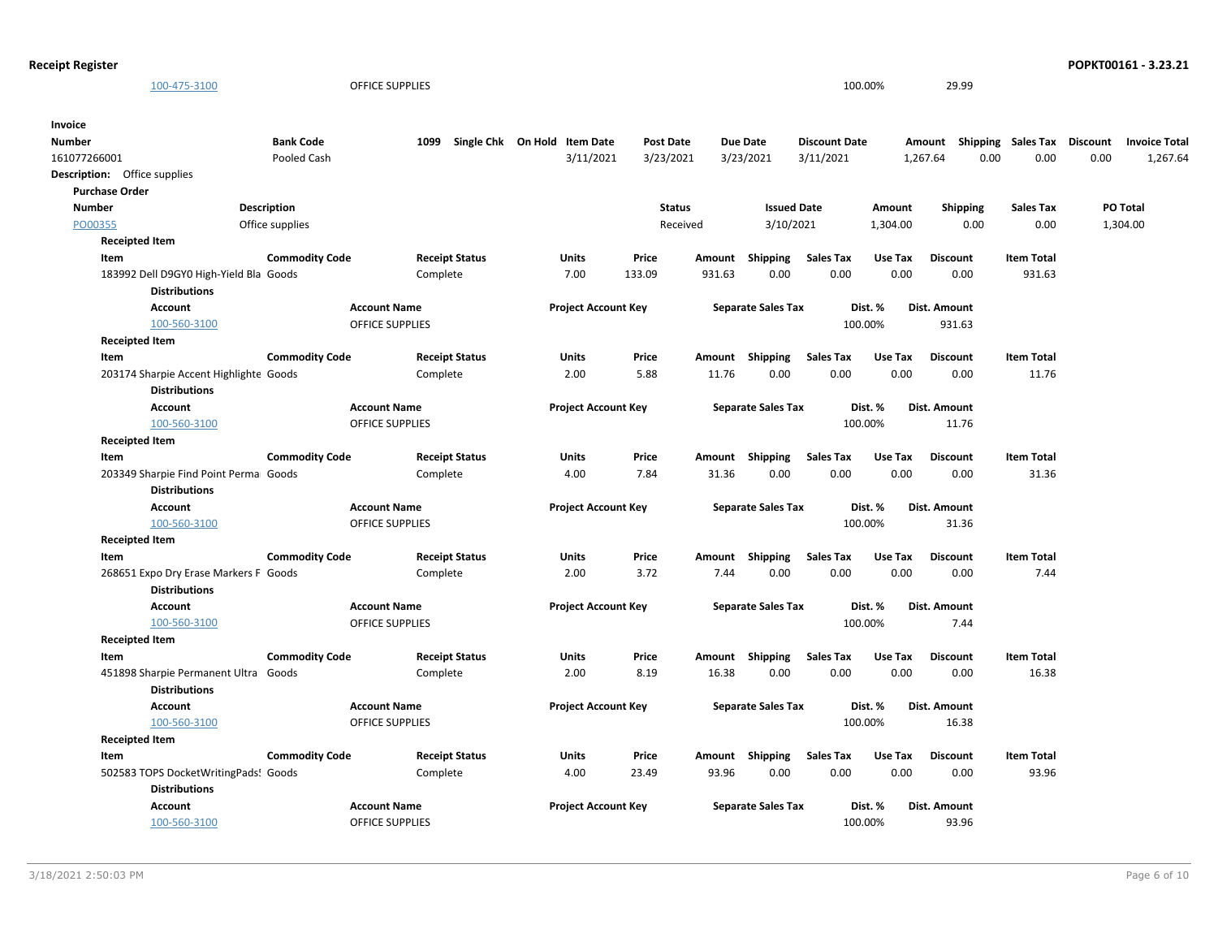| Account | Account Name | Project Account Key | Separate Sales Tax | Dist. % | Dist. Amount |
|---|---|---|---|---|---|
| 100-475-3100 | OFFICE SUPPLIES | | | 100.00% | 29.99 |

**Invoice**

| Number | Bank Code | 1099 | Single Chk | On Hold | Item Date | Post Date | Due Date | Discount Date | Amount | Shipping | Sales Tax | Discount | Invoice Total |
|---|---|---|---|---|---|---|---|---|---|---|---|---|---|
| 161077266001 | Pooled Cash | | | | 3/11/2021 | 3/23/2021 | 3/23/2021 | 3/11/2021 | 1,267.64 | 0.00 | 0.00 | 0.00 | 1,267.64 |

**Description:** Office supplies

**Purchase Order**

| Number | Description | Status | Issued Date | Amount | Shipping | Sales Tax | PO Total |
|---|---|---|---|---|---|---|---|
| PO00355 | Office supplies | Received | 3/10/2021 | 1,304.00 | 0.00 | 0.00 | 1,304.00 |

**Receipted Item**

| Item | Commodity Code | Receipt Status | Units | Price | Amount | Shipping | Sales Tax | Use Tax | Discount | Item Total |
|---|---|---|---|---|---|---|---|---|---|---|
| 183992 Dell D9GY0 High-Yield Bla | Goods | Complete | 7.00 | 133.09 | 931.63 | 0.00 | 0.00 | 0.00 | 0.00 | 931.63 |

**Distributions**

| Account | Account Name | Project Account Key | Separate Sales Tax | Dist. % | Dist. Amount |
|---|---|---|---|---|---|
| 100-560-3100 | OFFICE SUPPLIES | | | 100.00% | 931.63 |

**Receipted Item**

| Item | Commodity Code | Receipt Status | Units | Price | Amount | Shipping | Sales Tax | Use Tax | Discount | Item Total |
|---|---|---|---|---|---|---|---|---|---|---|
| 203174 Sharpie Accent Highlighte | Goods | Complete | 2.00 | 5.88 | 11.76 | 0.00 | 0.00 | 0.00 | 0.00 | 11.76 |

**Distributions**

| Account | Account Name | Project Account Key | Separate Sales Tax | Dist. % | Dist. Amount |
|---|---|---|---|---|---|
| 100-560-3100 | OFFICE SUPPLIES | | | 100.00% | 11.76 |

**Receipted Item**

| Item | Commodity Code | Receipt Status | Units | Price | Amount | Shipping | Sales Tax | Use Tax | Discount | Item Total |
|---|---|---|---|---|---|---|---|---|---|---|
| 203349 Sharpie Find Point Perma | Goods | Complete | 4.00 | 7.84 | 31.36 | 0.00 | 0.00 | 0.00 | 0.00 | 31.36 |

**Distributions**

| Account | Account Name | Project Account Key | Separate Sales Tax | Dist. % | Dist. Amount |
|---|---|---|---|---|---|
| 100-560-3100 | OFFICE SUPPLIES | | | 100.00% | 31.36 |

**Receipted Item**

| Item | Commodity Code | Receipt Status | Units | Price | Amount | Shipping | Sales Tax | Use Tax | Discount | Item Total |
|---|---|---|---|---|---|---|---|---|---|---|
| 268651 Expo Dry Erase Markers F | Goods | Complete | 2.00 | 3.72 | 7.44 | 0.00 | 0.00 | 0.00 | 0.00 | 7.44 |

**Distributions**

| Account | Account Name | Project Account Key | Separate Sales Tax | Dist. % | Dist. Amount |
|---|---|---|---|---|---|
| 100-560-3100 | OFFICE SUPPLIES | | | 100.00% | 7.44 |

**Receipted Item**

| Item | Commodity Code | Receipt Status | Units | Price | Amount | Shipping | Sales Tax | Use Tax | Discount | Item Total |
|---|---|---|---|---|---|---|---|---|---|---|
| 451898 Sharpie Permanent Ultra | Goods | Complete | 2.00 | 8.19 | 16.38 | 0.00 | 0.00 | 0.00 | 0.00 | 16.38 |

**Distributions**

| Account | Account Name | Project Account Key | Separate Sales Tax | Dist. % | Dist. Amount |
|---|---|---|---|---|---|
| 100-560-3100 | OFFICE SUPPLIES | | | 100.00% | 16.38 |

**Receipted Item**

| Item | Commodity Code | Receipt Status | Units | Price | Amount | Shipping | Sales Tax | Use Tax | Discount | Item Total |
|---|---|---|---|---|---|---|---|---|---|---|
| 502583 TOPS DocketWritingPads! | Goods | Complete | 4.00 | 23.49 | 93.96 | 0.00 | 0.00 | 0.00 | 0.00 | 93.96 |

**Distributions**

| Account | Account Name | Project Account Key | Separate Sales Tax | Dist. % | Dist. Amount |
|---|---|---|---|---|---|
| 100-560-3100 | OFFICE SUPPLIES | | | 100.00% | 93.96 |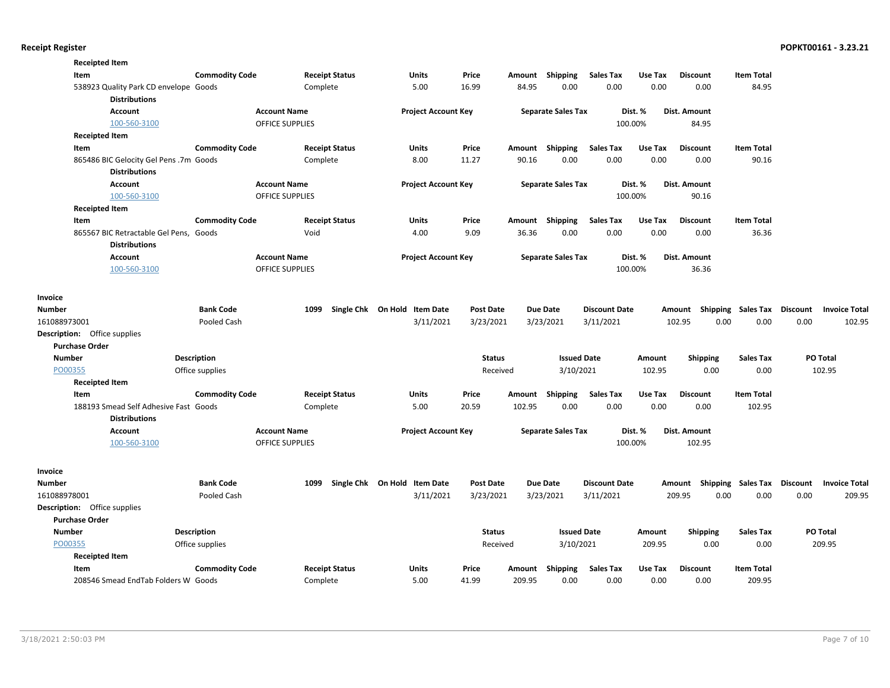**Receipted Item**

| Item | Commodity Code | Receipt Status | Units | Price | Amount | Shipping | Sales Tax | Use Tax | Discount | Item Total |
|---|---|---|---|---|---|---|---|---|---|---|
| 538923 Quality Park CD envelope | Goods | Complete | 5.00 | 16.99 | 84.95 | 0.00 | 0.00 | 0.00 | 0.00 | 84.95 |

**Distributions**

| Account | Account Name | Project Account Key | Separate Sales Tax | Dist. % | Dist. Amount |
|---|---|---|---|---|---|
| 100-560-3100 | OFFICE SUPPLIES | | | 100.00% | 84.95 |

**Receipted Item**

| Item | Commodity Code | Receipt Status | Units | Price | Amount | Shipping | Sales Tax | Use Tax | Discount | Item Total |
|---|---|---|---|---|---|---|---|---|---|---|
| 865486 BIC Gelocity Gel Pens .7m | Goods | Complete | 8.00 | 11.27 | 90.16 | 0.00 | 0.00 | 0.00 | 0.00 | 90.16 |

**Distributions**

| Account | Account Name | Project Account Key | Separate Sales Tax | Dist. % | Dist. Amount |
|---|---|---|---|---|---|
| 100-560-3100 | OFFICE SUPPLIES | | | 100.00% | 90.16 |

**Receipted Item**

| Item | Commodity Code | Receipt Status | Units | Price | Amount | Shipping | Sales Tax | Use Tax | Discount | Item Total |
|---|---|---|---|---|---|---|---|---|---|---|
| 865567 BIC Retractable Gel Pens, | Goods | Void | 4.00 | 9.09 | 36.36 | 0.00 | 0.00 | 0.00 | 0.00 | 36.36 |

**Distributions**

| Account | Account Name | Project Account Key | Separate Sales Tax | Dist. % | Dist. Amount |
|---|---|---|---|---|---|
| 100-560-3100 | OFFICE SUPPLIES | | | 100.00% | 36.36 |

**Invoice**

| Number | Bank Code | 1099 | Single Chk | On Hold | Item Date | Post Date | Due Date | Discount Date | Amount | Shipping | Sales Tax | Discount | Invoice Total |
|---|---|---|---|---|---|---|---|---|---|---|---|---|---|
| 161088973001 | Pooled Cash | | | | 3/11/2021 | 3/23/2021 | 3/23/2021 | 3/11/2021 | 102.95 | 0.00 | 0.00 | 0.00 | 102.95 |

**Description:** Office supplies

**Purchase Order**

| Number | Description | Status | Issued Date | Amount | Shipping | Sales Tax | PO Total |
|---|---|---|---|---|---|---|---|
| PO00355 | Office supplies | Received | 3/10/2021 | 102.95 | 0.00 | 0.00 | 102.95 |

**Receipted Item**

| Item | Commodity Code | Receipt Status | Units | Price | Amount | Shipping | Sales Tax | Use Tax | Discount | Item Total |
|---|---|---|---|---|---|---|---|---|---|---|
| 188193 Smead Self Adhesive Fast | Goods | Complete | 5.00 | 20.59 | 102.95 | 0.00 | 0.00 | 0.00 | 0.00 | 102.95 |

**Distributions**

| Account | Account Name | Project Account Key | Separate Sales Tax | Dist. % | Dist. Amount |
|---|---|---|---|---|---|
| 100-560-3100 | OFFICE SUPPLIES | | | 100.00% | 102.95 |

**Invoice**

| Number | Bank Code | 1099 | Single Chk | On Hold | Item Date | Post Date | Due Date | Discount Date | Amount | Shipping | Sales Tax | Discount | Invoice Total |
|---|---|---|---|---|---|---|---|---|---|---|---|---|---|
| 161088978001 | Pooled Cash | | | | 3/11/2021 | 3/23/2021 | 3/23/2021 | 3/11/2021 | 209.95 | 0.00 | 0.00 | 0.00 | 209.95 |

**Description:** Office supplies

**Purchase Order**

| Number | Description | Status | Issued Date | Amount | Shipping | Sales Tax | PO Total |
|---|---|---|---|---|---|---|---|
| PO00355 | Office supplies | Received | 3/10/2021 | 209.95 | 0.00 | 0.00 | 209.95 |

**Receipted Item**

| Item | Commodity Code | Receipt Status | Units | Price | Amount | Shipping | Sales Tax | Use Tax | Discount | Item Total |
|---|---|---|---|---|---|---|---|---|---|---|
| 208546 Smead EndTab Folders W | Goods | Complete | 5.00 | 41.99 | 209.95 | 0.00 | 0.00 | 0.00 | 0.00 | 209.95 |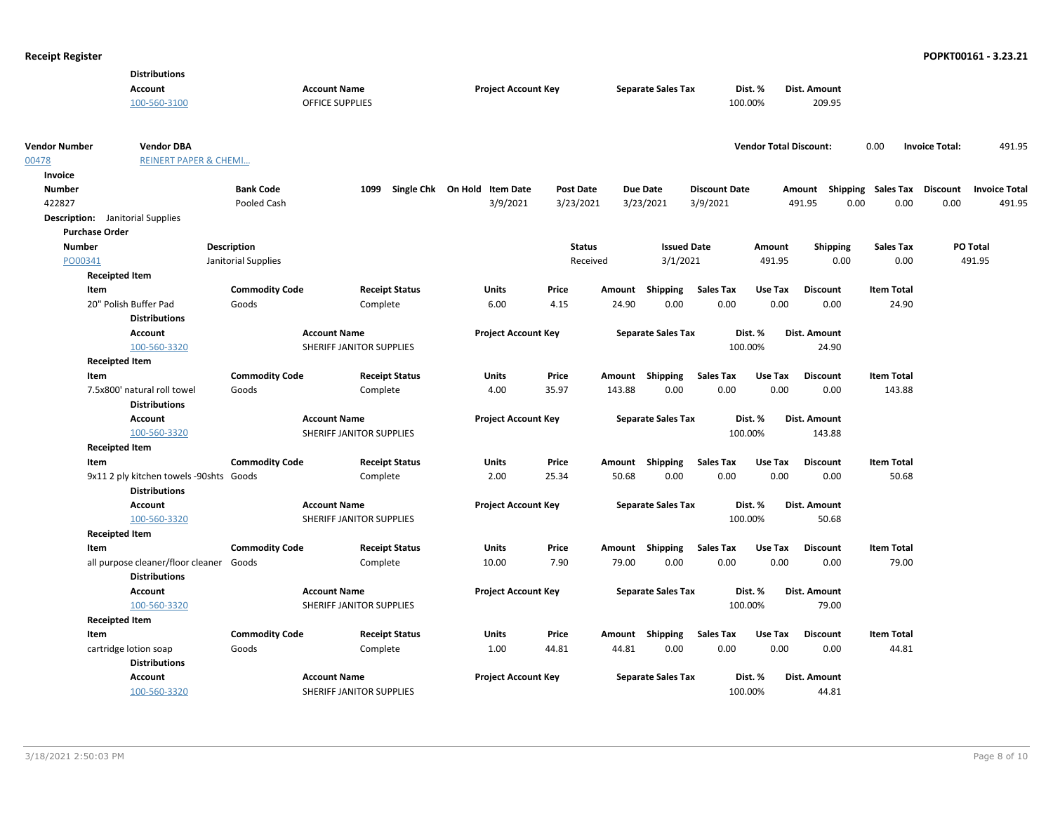**Distributions**

| Account | Account Name | Project Account Key | Separate Sales Tax | Dist. % | Dist. Amount |
|---|---|---|---|---|---|
| 100-560-3100 | OFFICE SUPPLIES | | | 100.00% | 209.95 |

| Vendor Number | Vendor DBA | Vendor Total Discount: | 0.00 | Invoice Total: | 491.95 |
|---|---|---|---|---|---|
| 00478 | REINERT PAPER & CHEMI... | | | | |

**Invoice**

| Number | Bank Code | 1099 | Single Chk | On Hold | Item Date | Post Date | Due Date | Discount Date | Amount | Shipping | Sales Tax | Discount | Invoice Total |
|---|---|---|---|---|---|---|---|---|---|---|---|---|---|
| 422827 | Pooled Cash | | | | 3/9/2021 | 3/23/2021 | 3/23/2021 | 3/9/2021 | 491.95 | 0.00 | 0.00 | 0.00 | 491.95 |

**Description:** Janitorial Supplies

**Purchase Order**

| Number | Description | Status | Issued Date | Amount | Shipping | Sales Tax | PO Total |
|---|---|---|---|---|---|---|---|
| PO00341 | Janitorial Supplies | Received | 3/1/2021 | 491.95 | 0.00 | 0.00 | 491.95 |

**Receipted Item**

| Item | Commodity Code | Receipt Status | Units | Price | Amount | Shipping | Sales Tax | Use Tax | Discount | Item Total |
|---|---|---|---|---|---|---|---|---|---|---|
| 20" Polish Buffer Pad | Goods | Complete | 6.00 | 4.15 | 24.90 | 0.00 | 0.00 | 0.00 | 0.00 | 24.90 |

**Distributions**

| Account | Account Name | Project Account Key | Separate Sales Tax | Dist. % | Dist. Amount |
|---|---|---|---|---|---|
| 100-560-3320 | SHERIFF JANITOR SUPPLIES | | | 100.00% | 24.90 |

**Receipted Item**

| Item | Commodity Code | Receipt Status | Units | Price | Amount | Shipping | Sales Tax | Use Tax | Discount | Item Total |
|---|---|---|---|---|---|---|---|---|---|---|
| 7.5x800' natural roll towel | Goods | Complete | 4.00 | 35.97 | 143.88 | 0.00 | 0.00 | 0.00 | 0.00 | 143.88 |

**Distributions**

| Account | Account Name | Project Account Key | Separate Sales Tax | Dist. % | Dist. Amount |
|---|---|---|---|---|---|
| 100-560-3320 | SHERIFF JANITOR SUPPLIES | | | 100.00% | 143.88 |

**Receipted Item**

| Item | Commodity Code | Receipt Status | Units | Price | Amount | Shipping | Sales Tax | Use Tax | Discount | Item Total |
|---|---|---|---|---|---|---|---|---|---|---|
| 9x11 2 ply kitchen towels -90shts | Goods | Complete | 2.00 | 25.34 | 50.68 | 0.00 | 0.00 | 0.00 | 0.00 | 50.68 |

**Distributions**

| Account | Account Name | Project Account Key | Separate Sales Tax | Dist. % | Dist. Amount |
|---|---|---|---|---|---|
| 100-560-3320 | SHERIFF JANITOR SUPPLIES | | | 100.00% | 50.68 |

**Receipted Item**

| Item | Commodity Code | Receipt Status | Units | Price | Amount | Shipping | Sales Tax | Use Tax | Discount | Item Total |
|---|---|---|---|---|---|---|---|---|---|---|
| all purpose cleaner/floor cleaner | Goods | Complete | 10.00 | 7.90 | 79.00 | 0.00 | 0.00 | 0.00 | 0.00 | 79.00 |

**Distributions**

| Account | Account Name | Project Account Key | Separate Sales Tax | Dist. % | Dist. Amount |
|---|---|---|---|---|---|
| 100-560-3320 | SHERIFF JANITOR SUPPLIES | | | 100.00% | 79.00 |

**Receipted Item**

| Item | Commodity Code | Receipt Status | Units | Price | Amount | Shipping | Sales Tax | Use Tax | Discount | Item Total |
|---|---|---|---|---|---|---|---|---|---|---|
| cartridge lotion soap | Goods | Complete | 1.00 | 44.81 | 44.81 | 0.00 | 0.00 | 0.00 | 0.00 | 44.81 |

**Distributions**

| Account | Account Name | Project Account Key | Separate Sales Tax | Dist. % | Dist. Amount |
|---|---|---|---|---|---|
| 100-560-3320 | SHERIFF JANITOR SUPPLIES | | | 100.00% | 44.81 |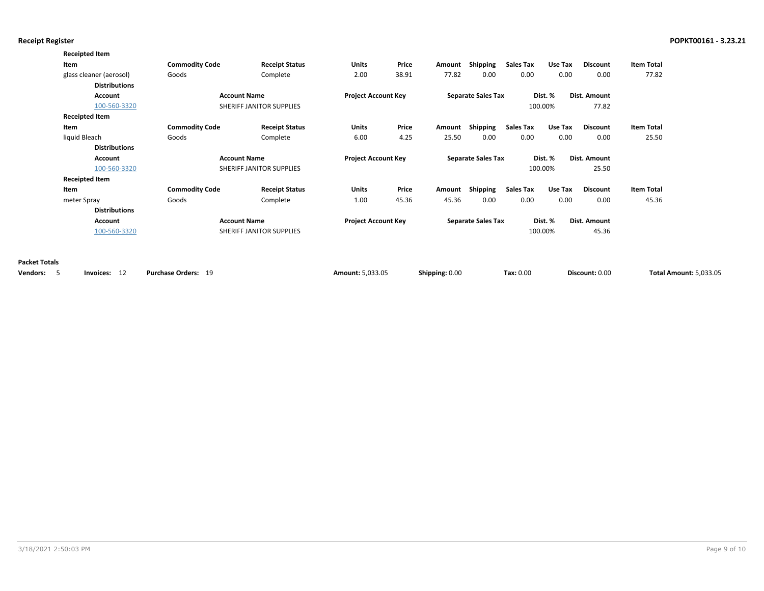**Receipt Register**

**Receipted Item**

| Item | Commodity Code | Receipt Status | Units | Price | Amount | Shipping | Sales Tax | Use Tax | Discount | Item Total |
|---|---|---|---|---|---|---|---|---|---|---|
| glass cleaner (aerosol) | Goods | Complete | 2.00 | 38.91 | 77.82 | 0.00 | 0.00 | 0.00 | 0.00 | 77.82 |

**Distributions**

| Account | Account Name | Project Account Key | Separate Sales Tax | Dist. % | Dist. Amount |
|---|---|---|---|---|---|
| 100-560-3320 | SHERIFF JANITOR SUPPLIES | | | 100.00% | 77.82 |

**Receipted Item**

| Item | Commodity Code | Receipt Status | Units | Price | Amount | Shipping | Sales Tax | Use Tax | Discount | Item Total |
|---|---|---|---|---|---|---|---|---|---|---|
| liquid Bleach | Goods | Complete | 6.00 | 4.25 | 25.50 | 0.00 | 0.00 | 0.00 | 0.00 | 25.50 |

**Distributions**

| Account | Account Name | Project Account Key | Separate Sales Tax | Dist. % | Dist. Amount |
|---|---|---|---|---|---|
| 100-560-3320 | SHERIFF JANITOR SUPPLIES | | | 100.00% | 25.50 |

**Receipted Item**

| Item | Commodity Code | Receipt Status | Units | Price | Amount | Shipping | Sales Tax | Use Tax | Discount | Item Total |
|---|---|---|---|---|---|---|---|---|---|---|
| meter Spray | Goods | Complete | 1.00 | 45.36 | 45.36 | 0.00 | 0.00 | 0.00 | 0.00 | 45.36 |

**Distributions**

| Account | Account Name | Project Account Key | Separate Sales Tax | Dist. % | Dist. Amount |
|---|---|---|---|---|---|
| 100-560-3320 | SHERIFF JANITOR SUPPLIES | | | 100.00% | 45.36 |

**Packet Totals**

| Vendors: | Invoices: | Purchase Orders: | Amount: | Shipping: | Tax: | Discount: | Total Amount: |
|---|---|---|---|---|---|---|---|
| 5 | 12 | 19 | 5,033.05 | 0.00 | 0.00 | 0.00 | 5,033.05 |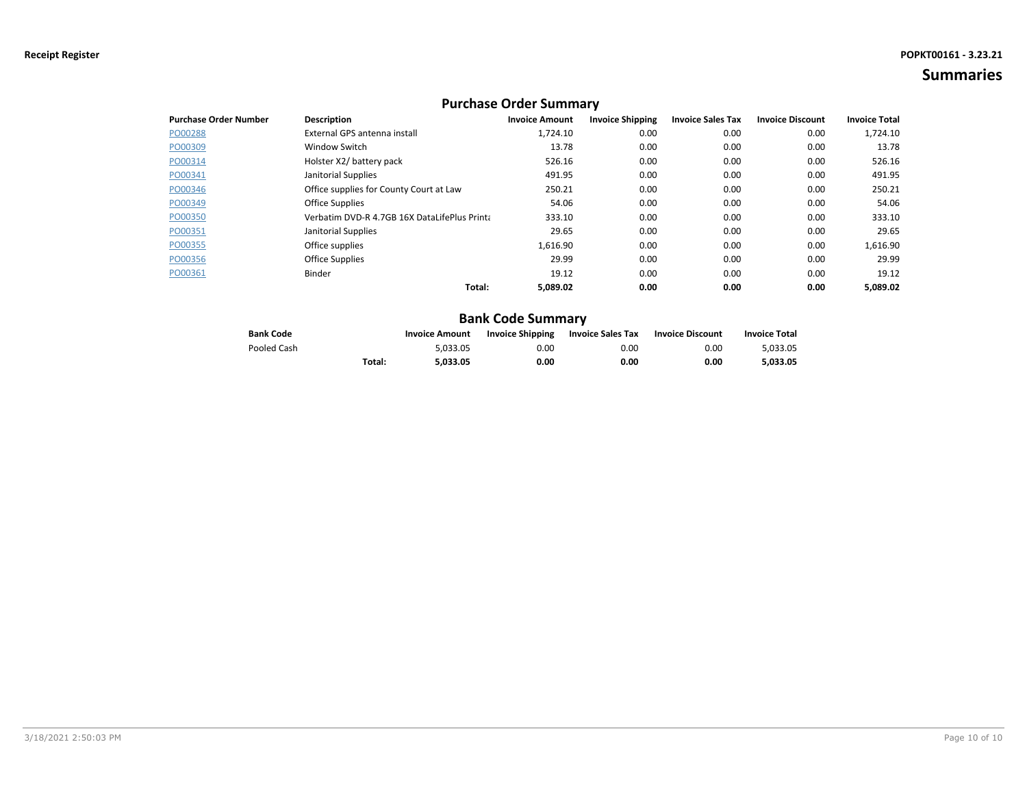Receipt Register

POPKT00161 - 3.23.21

# Summaries

## Purchase Order Summary

| Purchase Order Number | Description | Invoice Amount | Invoice Shipping | Invoice Sales Tax | Invoice Discount | Invoice Total |
|---|---|---|---|---|---|---|
| PO00288 | External GPS antenna install | 1,724.10 | 0.00 | 0.00 | 0.00 | 1,724.10 |
| PO00309 | Window Switch | 13.78 | 0.00 | 0.00 | 0.00 | 13.78 |
| PO00314 | Holster X2/ battery pack | 526.16 | 0.00 | 0.00 | 0.00 | 526.16 |
| PO00341 | Janitorial Supplies | 491.95 | 0.00 | 0.00 | 0.00 | 491.95 |
| PO00346 | Office supplies for County Court at Law | 250.21 | 0.00 | 0.00 | 0.00 | 250.21 |
| PO00349 | Office Supplies | 54.06 | 0.00 | 0.00 | 0.00 | 54.06 |
| PO00350 | Verbatim DVD-R 4.7GB 16X DataLifePlus Printa | 333.10 | 0.00 | 0.00 | 0.00 | 333.10 |
| PO00351 | Janitorial Supplies | 29.65 | 0.00 | 0.00 | 0.00 | 29.65 |
| PO00355 | Office supplies | 1,616.90 | 0.00 | 0.00 | 0.00 | 1,616.90 |
| PO00356 | Office Supplies | 29.99 | 0.00 | 0.00 | 0.00 | 29.99 |
| PO00361 | Binder | 19.12 | 0.00 | 0.00 | 0.00 | 19.12 |
| | **Total:** | **5,089.02** | **0.00** | **0.00** | **0.00** | **5,089.02** |

## Bank Code Summary

| Bank Code | | Invoice Amount | Invoice Shipping | Invoice Sales Tax | Invoice Discount | Invoice Total |
|---|---|---|---|---|---|---|
| Pooled Cash | | 5,033.05 | 0.00 | 0.00 | 0.00 | 5,033.05 |
| | **Total:** | **5,033.05** | **0.00** | **0.00** | **0.00** | **5,033.05** |